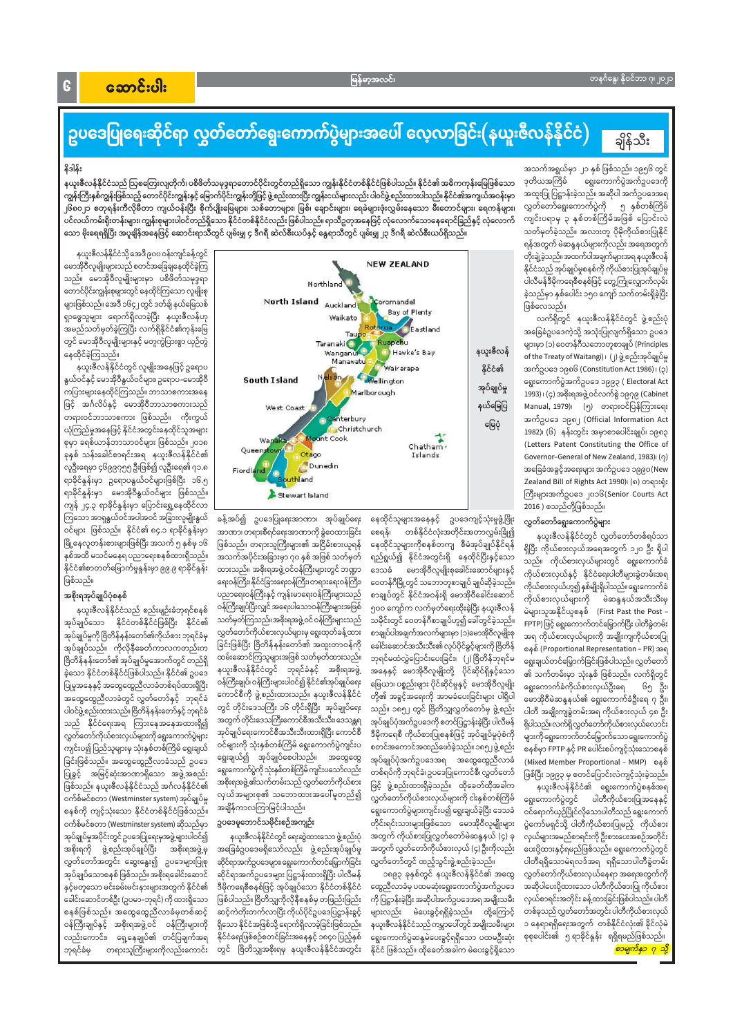# ဥပဒေပြုရေးဆိုင်ရာ လွှတ်တော်ရွေးကောက်ပွဲများအပေါ် လေ့လာခြင်း(နယူးဇီလန်နိုင်ငံ)

**ချိန်သီး**

## နိဒါန်း

**နယူးဇီလန်နိုင်ငံသည် ဩစတြေးလျကိုက်၊ ပစိဖိတ်သမုဒ္ဒရာတောင်ပိုင်းတွင်တည်ရှိသော ကျွန်းနိုင်ငံတစ်နိုင်ငံဖြစ်ပါသည်။ နိုင်ငံ၏ အဓိကကျွန်းမြေမြေသော ကျွန်းကြီးနှစ်ကျွန်းဖြစ်သည့် တောင်ပိုင်းကျွန်းနှင့် မြောက်ပိုင်းကျွန်းတို့ဖြင့် ဖွဲ့စည်းထားပြီး ကျွန်းငယ်များလည်း ပါဝင်ဖွဲ့စည်းထားပါသည်။ နိုင်ငံ၏အကျယ်အဝန်းမှာ ၂၆၈၀၂၁ စတုရန်းကီလိုမီတာ ကျယ်ဝန်းပြီး စိုက်ပျိုးမြေများ၊ သစ်တောများ၊ မြစ်၊ ချောင်းများ၊ ရေခဲမြစ်များဖုံးလွှမ်းနေသော မီးတောင်များ၊ ရေကန်များ၊ ပင်လယ်ကမ်းရိုးတန်းများ၊ ကျွန်းစုများပါဝင်တည်ရှိသော နိုင်ငံတစ်နိုင်ငံလည်းဖြစ်ပါသည်။ ရာသီဥတုအနေဖြင့် လုံလောက်သောနေရောင်ခြည်နှင့် လုံလောက်သော မိုးရေရရှိပြီး အပူချိန်အနေဖြင့် ဆောင်းရာသီတွင် ပျမ်းမျှ ၄ ဒီဂရီ ဆဲလ်စီးယပ်နှင့် နွေရာသီတွင် ပျမ်းမျှ ၂၃ ဒီဂရီ ဆဲလ်စီးယပ်ရှိသည်။**

နယူးဇီလန်နိုင်ငံသို့ အေဒီ ၉၀၀ ဝန်းကျင်ခန့်တွင် မော်အိုရီလူမျိုးများသည် စတင်အခြေချနေထိုင်ခဲ့ကြသည်။ မော်အိုရီလူမျိုးများမှာ ပစိဖိတ်သမုဒ္ဒရာ တောင်ပိုင်းကျွန်းများတွင် နေထိုင်ကြသော လူမျိုးစုများဖြစ်သည်။ အေဒီ ၁၆၄၂ တွင် ဒတ်ချ် နယ်မြေခံရှာဖွေသူများ ရောက်ရှိလာခဲ့ပြီး နယူးဇီလန်ဟု အမည်သတ်မှတ်ခဲ့ကြပြီး လက်ရှိနိုင်ငံ၏ကျန်မြေတွင် မော်အိုရီလူမျိုးများနှင့် မတူကွဲပြားစွာ ယှဉ်တွဲနေထိုင်ခဲ့ကြသည်။

နယူးဇီလန်နိုင်ငံတွင် လူမျိုးအနေဖြင့် ဥရောပနွယ်ဝင်နှင့် မော်အိုရီနွယ်ဝင်များ၊ ဥရောပ–မော်အိုရီ ကပြားများနေထိုင်ကြသည်။ ဘာသာစကားအနေဖြင့် အင်္ဂလိပ်နှင့် မော်အိုရီဘာသာစကားသည် တရားဝင်ဘာသာစကား ဖြစ်သည်။ ကိုးကွယ်ယုံကြည်မှုအနေဖြင့် နိုင်ငံအတွင်းနေထိုင်သူအများစုမှာ ခရစ်ယာန်ဘာသာဝင်များ ဖြစ်သည်။ ၂၀၁၈ ခုနှစ် သန်းခေါင်စာရင်းအရ နယူးဇီလန်နိုင်ငံ၏ လူဦးရေမှာ ၄၆၉၉၇၅၅ ဦးဖြစ်၍ လူဦးရေ၏ ၇၀.၈ ရာခိုင်နှုန်းမှာ ဥရောပနွယ်ဝင်များဖြစ်ပြီး ၁၆.၅ ရာခိုင်နှုန်းမှာ မော်အိုရီနွယ်ဝင်များ ဖြစ်သည်။ ကျန် ၂၄.၃ ရာခိုင်နှုန်းမှာ ပြောင်းရွှေ့နေထိုင်လာကြသော အာရှနွယ်ဝင်အပါအဝင် အခြားလူမျိုးနွယ်ဝင်များ ဖြစ်သည်။ နိုင်ငံ၏ ၈၄.၁ ရာခိုင်နှုန်းမှာ မြို့နေလူထုစားများဖြစ်ပြီး အသက် ၅ နှစ်မှ ၁၆ နှစ်အထိ မသင်မနေရ ပညာရေးစနစ်ထားရှိသည်။ နိုင်ငံ၏စာတတ်မြောက်မှုနှုန်းမှာ ၉၉.၉ ရာခိုင်နှုန်း ဖြစ်သည်။

နယူးဇီလန်နိုင်ငံ၏ အုပ်ချုပ်မှုနယ်မြေပြမြေပုံ

### အစိုးရအုပ်ချုပ်ပုံစနစ်

နယူးဇီလန်နိုင်ငံသည် စည်းမျဉ်းခံဘုရင်စနစ်အုပ်ချုပ်သော နိုင်ငံတစ်နိုင်ငံဖြစ်ပြီး နိုင်ငံ၏ အုပ်ချုပ်မှုကို ဗြိတိန်နိုင်ငံ ဘုရင်မ၏ကိုယ်စား ဘုရင်ခံမှ အုပ်ချုပ်သည်။ ကိုလိုနီခေတ်ကာလကတည်းက ဗြိတိန်နိုင်ငံ ဘုရင်မ၏ အုပ်ချုပ်မှုအောက်တွင် တည်ရှိခဲ့သော နိုင်ငံတစ်နိုင်ငံဖြစ်ပါသည်။ နိုင်ငံ၏ ဥပဒေပြုမှုအနေနှင့် အထွေထွေညီလာခံတစ်ရပ်ထားရှိပြီး အထွေထွေညီလာခံတွင် လွှတ်တော်နှင့် ဘုရင်ခံ ပါဝင်ဖွဲ့စည်းထားသည်။ ဗြိတိန်နိုင်ငံ ဘုရင်ခံသည် နိုင်ငံရေးအရ ကြားနေအနေအထားရှိ၍ လွှတ်တော်ကိုယ်စားလှယ်များကို ရွေးကောက်ပွဲများကျင်းပ၍ ပြည်သူများမှ သုံးနှစ်တစ်ကြိမ် ရွေးချယ်ခြင်းဖြစ်သည်။ အထွေထွေညီလာခံသည် ဥပဒေပြုခွင့် အမြင့်ဆုံးအာဏာရှိသော အဖွဲ့အစည်းဖြစ်သည်။ နယူးဇီလန်နိုင်ငံသည် အင်္ဂလန်နိုင်ငံ၏ ဝက်စ်မင်စတာ (Westminster system) အုပ်ချုပ်မှုစနစ်ကို ကျင့်သုံးသော နိုင်ငံတစ်နိုင်ငံဖြစ်သည်။ ဝက်စ်မင်စတာ (Westminster system) ဆိုသည်မှာ အုပ်ချုပ်မှုအပိုင်းတွင် ဥပဒေပြုရေးအဖွဲ့များပါဝင်၍ အစိုးရကို ဖွဲ့စည်းအုပ်ချုပ်ပြီး အစိုးရအဖွဲ့မှ လွှတ်တော်အတွင်း ဆွေးနွေး၍ ဥပဒေများပြု၍ အုပ်ချုပ်သောစနစ် ဖြစ်သည်။ အစိုးရခေါင်းဆောင်နှင့်တစ်သော မင်းခံမင်းနားများအတွက် နိုင်ငံ၏ ခေါင်းဆောင်တစ်ဦး (ဥပမာ–ဘုရင်) ကို ထားရှိသော စနစ်ဖြစ်သည်။ အထွေထွေညီလာခံ၏ လုပ်ပိုင်ခွင့်ဖြင့် ဝန်ကြီးချုပ်နှင့် အစိုးရအဖွဲ့ဝင် ဝန်ကြီးများကိုလည်းကောင်း၊ ရွေးချယ်၍ တင်ပြချက်အရ ဘုရင်ခံမှ တရားသူကြီးများကိုလည်းကောင်း ခန့်အပ်၍ ဥပဒေပြုရေးအာဏာ၊ အုပ်ချုပ်ရေးအာဏာ၊ တရားစီရင်ရေးအာဏာကို ခွဲဝေထားခြင်းဖြစ်သည်။ တရားသူကြီးများ၏ အငြိမ်းစားယူရန် အသက်အပိုင်းအခြားမှာ ၇၀ နှစ် ဖြစ်ရန်သတ်မှတ်ထားသည်။ အစိုးရအဖွဲ့ဝင်ဝန်ကြီးများတွင် ဘဏ္ဍာရေးဝန်ကြီး၊ နိုင်ငံခြားရေးဝန်ကြီး၊ တရားရေးဝန်ကြီး၊ ပညာရေးဝန်ကြီးနှင့် ကျန်းမာရေးဝန်ကြီးများသည် ဝန်ကြီးချုပ်ပြီးလျှင် အရေးပါသောဝန်ကြီးများအဖြစ် သတ်မှတ်ကြသည်။ အစိုးရအဖွဲ့ဝင်ဝန်ကြီးများကို လွှတ်တော်ကိုယ်စားလှယ်များမှ ရွေးထုတ်ခန့်ထားခြင်းဖြစ်ပြီး ဗြိတိန်နိုင်ငံတော်၏ အထူးတာဝန်ကို ထမ်းဆောင်ကြသူများအဖြစ် သတ်မှတ်ထားသည်။ နယူးဇီလန်နိုင်ငံတွင် ဘုရင်ခံနှင့် အစိုးရအဖွဲ့ ဝန်ကြီးချုပ်၊ ဝန်ကြီးများပါဝင်၍ နိုင်ငံ၏အုပ်ချုပ်ရေးကောင်စီကို ဖွဲ့စည်းထားသည်။ နယူးဇီလန်နိုင်ငံတွင် တိုင်းဒေသကြီး ၁၆ တိုင်းရှိပြီး အုပ်ချုပ်မှုအတွက် တိုင်းဒေသကြီးကောင်စီအသီးသီးဖွဲ့စည်း၍ အုပ်ချုပ်ရေးကောင်စီအသီးသီးထားရှိပြီး ကောင်စီဝင်များကို သုံးနှစ်တစ်ကြိမ် ရွေးကောက်ပွဲကျင်းပ ရွေးချယ်၍ အုပ်ချုပ်စေပါသည်။ အထွေထွေ ရွေးကောက်ပွဲကို သုံးနှစ်တစ်ကြိမ်ကျင်းပသော်လည်း အစိုးရအဖွဲ့၏သက်တမ်းသည် လွှတ်တော်ကိုယ်စားလှယ်များ၏ သဘောထားအပေါ်မူတည်၍ အချိန်ကာလကွဲပြားနိုင်ပါသည်။

### ဥပဒေမူဘောင်ဖြစ်စဉ်အကျဉ်း

နယူးဇီလန်နိုင်ငံ ရေးဆွဲထားသော ဖွဲ့စည်းပုံအခြေခံဥပဒေမရှိသော်လည်း ဖွဲ့စည်းအုပ်ချုပ်မှုဆိုင်ရာဥပဒေများ၊ ရွေးကောက်ပွဲဆိုင်ရာဥပဒေများ ပြဋ္ဌာန်းထားရှိပြီး ပါလီမန်ဒီမိုကရေစီစနစ်ဖြင့် အုပ်ချုပ်သော နိုင်ငံတစ်နိုင်ငံ ဖြစ်ပါသည်။ ဗြိတိသျှကိုလိုနီစနစ်မှ တဖြည်းဖြည်း ဆင့်ကဲလွတ်လပ်ရေးကိုယ်ပိုင်ဥပဒေပြဋ္ဌာန်းခွင့် ရှိသော နိုင်ငံအဖြစ်သို့ ရောက်ရှိလာခဲ့ခြင်းဖြစ်သည်။ နိုင်ငံရေးဖြစ်စဉ်တွင်ကြည့်လျှင် ၁၈၄၀ ပြည့်နှစ် တွင် ဗြိတိသျှအစိုးရမှ နယူးဇီလန်နိုင်ငံအတွင်း နေထိုင်သူများအနေနှင့် ဥပဒေကျင့်သုံးမှုဖြင့် ဖြစ်ပြီး ရေးရန် တစ်နိုင်ငံလုံးအတိုင်းအတာ လွှမ်းခြုံ၍ နေထိုင်သူများကိုအနေနှင့်တကွ စီမံအုပ်ချုပ်နိုင်ရန် ရည်ရွယ်၍ နိုင်ငံအတွင်းရှိ နေထိုင်ပြီးနှင့်သော ဒေသခံ မော်အိုရီလူမျိုးခေါင်းဆောင်များနှင့် ဝေတန်ဂီမြို့တွင် သဘောတူစာချုပ် ချုပ်ဆိုခဲ့သည်။ စာချုပ်တွင် နိုင်ငံအနှံ့ရှိ မော်အိုရီခေါင်းဆောင် ၅၀၀ ကျော်က လက်မှတ်ရေးထိုးခဲ့ပြီး နယူးဇီလန် သမိုင်းတွင် ဝေတန်ဂီစာချုပ်ဟူ၍ ခေါ်တွင်ခဲ့သည်။ စာချုပ်ပါအချက်အလက်များမှာ (၁)မော်အိုရီလူမျိုးစုခေါင်းဆောင်အသီးသီး၏ လုပ်ပိုင်ခွင့်များကို ဗြိတိန်ဘုရင်မထံသို့ ပေးအပ်ခြင်း (၂) ဗြိတိန်ဘုရင်မအနေနှင့် မော်အိုရီလူမျိုးတို့ ပိုင်ဆိုင်ရှိနှင့်သော မြေယာ ပစ္စည်းများ ပိုင်ဆိုင်မှုနှင့် မော်အိုရီလူမျိုးတို့၏ အခွင့်အရေးကို အာမခံပေးခြင်းများ ပါရှိပါသည်။ ၁၈၅၂ တွင် ဗြိတိသျှလွှတ်တော်မှ ဖွဲ့စည်းအုပ်ချုပ်ပုံအက်ဥပဒေကို တစ်ကြိမ်ပြဋ္ဌာန်းခဲ့ပြီး ပါလီမန် ဒီမိုကရေစီ ကိုယ်စားပြုစနစ်ဖြင့် အုပ်ချုပ်မှုပုံစံကို စတင်အကောင်အထည်ဖော်ခဲ့သည်။ ၁၈၅၂ ဖွဲ့စည်းအုပ်ချုပ်ပုံအက်ဥပဒေအရ အထွေထွေညီလာခံ တစ်ရပ်ကို ဘုရင်ခံ၊ ဥပဒေပြုကောင်စီ၊ လွှတ်တော်ဖြင့် ဖွဲ့စည်းထားရှိခဲ့သည်။ ထိုခေတ်ထိုအခါက လွှတ်တော်ကိုယ်စားလှယ်များကို ငါးနှစ်တစ်ကြိမ် ရွေးကောက်ပွဲကျင်းပ၍ ရွေးချယ်ခဲ့ပြီး ဒေသခံ တိုင်းရင်းသားများဖြစ်သော မော်အိုရီလူမျိုးများ အတွက် ကိုယ်စားပြုလွှတ်တော်မဲဆန္ဒနယ် (၄) ခု အတွက် လွှတ်တော်ကိုယ်စားလှယ် (၄) ဦးကိုလည်း လွှတ်တော်တွင် ထည့်သွင်းဖွဲ့စည်းခဲ့သည်။

၁၈၉၃ ခုနှစ်တွင် နယူးဇီလန်နိုင်ငံ၏ အထွေထွေညီလာခံမှ ပထမဆုံးရွေးကောက်ပွဲအက်ဥပဒေ ကို ပြဋ္ဌာန်းခဲ့ပြီး အဆိုပါအက်ဥပဒေအရ အမျိုးသမီးများလည်း မဲပေးခွင့်ရရှိခဲ့သည်။ ထို့ကြောင့် နယူးဇီလန်နိုင်ငံသည် ကမ္ဘာပေါ်တွင် အမျိုးသမီးများ ရွေးကောက်ပွဲဆန္ဒမဲပေးခွင့်ရရှိသော ပထမဦးဆုံး နိုင်ငံ ဖြစ်သည်။ ထိုခေတ်အခါက မဲပေးခွင့်ရှိသော အသက်အရွယ်မှာ ၂၁ နှစ် ဖြစ်သည်။ ၁၉၅၆ တွင် ဒုတိယအကြိမ် ရွေးကောက်ပွဲအက်ဥပဒေကို အထူးပြု ပြဋ္ဌာန်းခဲ့သည်။ အဆိုပါ အက်ဥပဒေအရ လွှတ်တော်ရွေးကောက်ပွဲကို ၅ နှစ်တစ်ကြိမ်မှ ကျင်းပရာမှ ၃ နှစ်တစ်ကြိမ်အဖြစ် ပြောင်းလဲ သတ်မှတ်ခဲ့သည်။ အလားတူ ပိုမိုကိုယ်စားပြုနိုင်ရန်အတွက် မဲဆန္ဒနယ်များကိုလည်း အရေအတွက် တိုးချဲ့ခဲ့သည်။ အထက်ပါအချက်များအရ နယူးဇီလန်နိုင်ငံသည် အုပ်ချုပ်မှုစနစ်ကို ကိုယ်စားပြုအုပ်ချုပ်မှု ပါလီမန်ဒီမိုကရေစီစနစ်ဖြင့် တွေ့ကြုံကျော်လွှားခဲ့သည်မှာ နှစ်ပေါင်း ၁၅၀ ကျော် သက်တမ်းရှိပြီး ဖြစ်လေသည်။

လက်ရှိတွင် နယူးဇီလန်နိုင်ငံတွင် ဖွဲ့စည်းပုံအခြေခံဥပဒေသို့ အသုံးပြုလျက်ရှိသော ဥပဒေများမှာ (၁) ဝေတန်ဂီသဘောတူစာချုပ် (Principles of the Treaty of Waitangi)၊ (၂) ဖွဲ့စည်းအုပ်ချုပ်မှုအက်ဥပဒေ ၁၉၈၆ (Constitution Act 1986)၊ (၃) ရွေးကောက်ပွဲအက်ဥပဒေ ၁၉၉၃ ( Electoral Act 1993)၊ (၄) အစိုးရအဖွဲ့ဝင်လက်စွဲ ၁၉၇၉ (Cabinet Manual, 1979)၊ (၅) တရားဝင်ပြန်ကြားရေး အက်ဥပဒေ ၁၉၈၂ (Official Information Act 1982)၊ (၆) နန်းတွင်း အမှာစာပေါင်းချုပ်၊ ၁၉၈၃ (Letters Patent Constituting the Office of Governor–General of New Zealand, 1983)၊ (၇) အခြေခံအခွင့်အရေးများ အက်ဥပဒေ ၁၉၉၀(New Zealand Bill of Rights Act 1990)၊ (၈) တရားရုံးကြီးများအက်ဥပဒေ ၂၀၁၆(Senior Courts Act 2016 ) စသည်တို့ဖြစ်သည်။

### လွှတ်တော်ရွေးကောက်ပွဲများ

နယူးဇီလန်နိုင်ငံတွင် လွှတ်တော်တစ်ရပ်သာ ရှိပြီး ကိုယ်စားလှယ်အရေအတွက် ၁၂၀ ဦး ရှိပါသည်။ ကိုယ်စားလှယ်များတွင် မဲဆန္ဒနယ် ကိုယ်စားလှယ်နှင့် နိုင်ငံရေးပါတီများခွဲတမ်းအရ ကိုယ်စားလှယ်ဟူ၍ နှစ်မျိုးရှိပါသည်။ ရွေးကောက်ခံ ကိုယ်စားလှယ်များကို မဲဆန္ဒနယ်အသီးသီးမှ မဲများသူအနိုင်ယူစနစ် (First Past the Post – FPTP) ဖြင့် ရွေးကောက်တင်မြှောက်ပြီး ပါတီခွဲတမ်းအရ ကိုယ်စားလှယ်များကို အချိုးကျကိုယ်စားပြုစနစ် (Proportional Representation – PR) အရ ရွေးချယ်တင်မြှောက်ခြင်းဖြစ်ပါသည်။ လွှတ်တော်၏ သက်တမ်းမှာ သုံးနှစ် ဖြစ်သည်။ လက်ရှိတွင် ရွေးကောက်ခံကိုယ်စားလှယ်ဦးရေ ၆၅ ဦး၊ မော်အိုရီမဲဆန္ဒနယ်၏ ရွေးကောက်ခံဦးရေ ၇ ဦး၊ ပါတီ အချိုးကျခွဲတမ်းအရ ကိုယ်စားလှယ် ၄၈ ဦး ရှိပါသည်။ လက်ရှိလွှတ်တော်ကိုယ်စားလှယ်လောင်းများကို ရွေးကောက်တင်မြှောက်သော ရွေးကောက်ပွဲ စနစ်မှာ FPTP နှင့် PR ပေါင်းစပ်ကျင့်သုံးသောစနစ် (Mixed Member Proportional – MMP) စနစ်ဖြစ်ပြီး ၁၉၉၃ မှ စတင်ပြောင်းလဲကျင့်သုံးခဲ့သည်။

နယူးဇီလန်နိုင်ငံ၏ ရွေးကောက်ပွဲစနစ်အရ ရွေးကောက်ပွဲတွင် ပါတီကိုယ်စားပြုအနေနှင့် ဝင်ရောက်ယှဉ်ပြိုင်လိုသော ပါတီသည် ရွေးကောက်ပွဲကော်မရှင်သို့ ပါတီကိုယ်စားပြုမည့် ကိုယ်စားလှယ်များအမည်စာရင်းကို ဦးစားပေးအစဉ်အတိုင်း ပေးပို့ထားနိုင်ရမည်ဖြစ်သည်။ ရွေးကောက်ပွဲတွင် ပါတီရရှိသောမဲရာခိုင်နှုန်းအရ ရရှိသောပါတီခွဲတမ်း လွှတ်တော်ကိုယ်စားလှယ်နေရာ အရေအတွက်ကို အဆိုပါပေးပို့ထားသော ပါတီကိုယ်စားလှယ်စာရင်းအတိုင်း ခန့်ထားခြင်းဖြစ်ပါသည်။ ပါတီ တစ်ခုသည် လွှတ်တော်အမတ်နေရာ အနည်းဆုံး ၁ နေရာရရှိရေးအတွက် တစ်နိုင်ငံလုံး၏ ခိုင်လုံမဲ စုစုပေါင်း၏ ၅ ရာခိုင်နှုန်း ရရှိရမည်ဖြစ်သည်။

**စာမျက်နှာ ၇ သို့**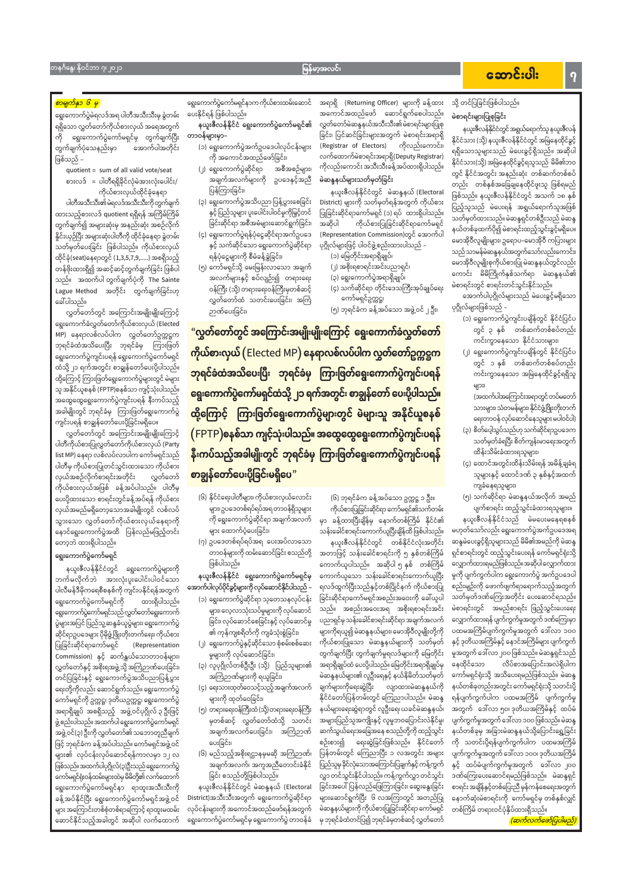*စာမျက်နှာ ၆ မှ*

ရွေးကောက်ပွဲမဲရလဒ်အရ ပါတီအသီးသီး ခွဲတမ်းရရှိသော လွှတ်တော်ကိုယ်စားလှယ် အရေအတွက်ကို ရွေးကောက်ပွဲကော်မရှင်မှ တွက်ချက်ပြီး တွက်ချက်ပုံသေနည်းမှာ အောက်ပါအတိုင်း ဖြစ်သည် -

quotient = sum of all valid vote/seat

စားလဒ် = ပါတီရရှိနိုင်လုံမဲအားလုံးပေါင်း/ကိုယ်စားလှယ်ထိုင်ခုံနေရာ

ပါတီအသီးသီး၏ မဲရလဒ်အသီးသီးကို တွက်ချက်ထားသည့်စားလဒ် quotient ရရှိရန် အကြိမ်ကြိမ် တွက်ချက်၍ အများဆုံးမှ အနည်းဆုံး အစဉ်လိုက် နိုင်းယှဉ်ပြီး အများဆုံးပါတီကို ထိုင်ခုံနေရာ ခွဲတမ်းသတ်မှတ်ပေးခြင်း ဖြစ်ပါသည်။ ကိုယ်စားလှယ်ထိုင်ခုံ(seat)နေရာတွင် (1,3,5,7,9,.....) အစရှိသည့် တန်ဖိုးထားရှိ၍ အခြင်းဆင့်တွက်ချက်ခြင်း ဖြစ်ပါသည်။ အထက်ပါ တွက်ချက်ပုံကို The Sainte Lague Method အတိုင်း တွက်ချက်ခြင်းဟု ခေါ်ပါသည်။

လွှတ်တော်တွင် အကြောင်းအမျိုးမျိုးကြောင့် ရွေးကောက်ခံလွှတ်တော်ကိုယ်စားလှယ် (Elected MP) နေရာလစ်လပ်ပါက လွှတ်တော်ဥက္ကဋ္ဌက ဘုရင်ခံထံအသိပေးပြီး ဘုရင်ခံမှ ကြားဖြတ်ရွေးကောက်ပွဲကျင်းပရန် ရွေးကောက်ပွဲကော်မရှင်ထံသို့ ၂၁ ရက်အတွင်း စာချွန်တော်ပေးပို့ပါသည်။ ထို့ကြောင့် ကြားဖြတ်ရွေးကောက်ပွဲများတွင် မဲများသူ အနိုင်ယူစနစ် (FPTP)စနစ်သာ ကျင့်သုံးပါသည်။ အထွေထွေရွေးကောက်ပွဲကျင်းပရန် နီးကပ်သည့်အခါမျိုးတွင် ဘုရင်ခံမှ ကြားဖြတ်ရွေးကောက်ပွဲကျင်းပရန် စာချွန်တော်ပေးပို့ခြင်းမရှိပေ။

လွှတ်တော်တွင် အကြောင်းအမျိုးမျိုးကြောင့် ပါတီကိုယ်စားပြုလွှတ်တော်ကိုယ်စားလှယ် (Party list MP) နေရာ လစ်လပ်လာပါက ကော်မရှင်သည် ပါတီမှ ကိုယ်စားပြုတင်သွင်းထားသော ကိုယ်စားလှယ်အစဉ်လိုက်စာရင်းအတိုင်း လွှတ်တော်ကိုယ်စားလှယ်အဖြစ် ခန့်အပ်ပါသည်။ ပါတီမှ ပေးပို့ထားသော စာရင်းတွင်ခန့်အပ်ရန် ကိုယ်စားလှယ်အမည်မရှိတော့သောအခါမျိုးတွင် လစ်လပ်သွားသော လွှတ်တော်ကိုယ်စားလှယ်နေရာကို နောင်ရွေးကောက်ပွဲအထိ ပြန်လည်မဖြည့်ပဲ တော့ဘဲ ထားရှိပါသည်။

## ရွေးကောက်ပွဲကော်မရှင်

နယူးဇီလန်နိုင်ငံတွင် ရွေးကောက်ပွဲများကို ဘက်မလိုက်ဘဲ အားလုံးပူးပေါင်းပါဝင်သော ပါလီမန်ဒီမိုကရေစီစနစ်ကို ကျင်းပနိုင်ရန်အတွက် ရွေးကောက်ပွဲကော်မရှင်ကို ထားရှိပါသည်။ ရွေးကောက်ပွဲကော်မရှင်သည် လွှတ်တော်ရွေးကောက်ပွဲများအပြင် ပြည်သူ့ဆန္ဒခံယူပွဲများ၊ ရွေးကောက်ပွဲဆိုင်ရာဥပဒေများ ပိုမိုခိုင်မာကောင်းမွန်ရေး၊ ကိုယ်စားပြုခြင်းဆိုင်ရာကော်မရှင် (Representation Commission) နှင့် ဆက်နွယ်သောကာဝန်များ၊ လွှတ်တော်နှင့် အစိုးရအဖွဲ့သို့ အကြံဉာဏ်ပေးခြင်း၊ တင်ပြခြင်းနှင့် ရွေးကောက်ပွဲအသိပညာပေးလုပ်ငန်းရပ်များ လုပ်ဆောင်ရပါသည်။ ရွေးကောက်ပွဲကော်မရှင်ကို ဥက္ကဋ္ဌ၊ ဒုတိယဥက္ကဋ္ဌ၊ ရွေးကောက်ပွဲအရာရှိချုပ် အစရှိသည့် အဖွဲ့ဝင်ပုဂ္ဂိုလ် ၃ ဦးဖြင့် ဖွဲ့စည်းပါသည်။ အထက်ပါ ရွေးကောက်ပွဲကော်မရှင်အဖွဲ့ဝင်(၃) ဦးကို လွှတ်တော်၏ သဘောတူညီချက်ဖြင့် ဘုရင်ခံက ခန့်အပ်ပါသည်။ ကော်မရှင်အဖွဲ့ဝင်များ၏ လုပ်ငန်းလုပ်ဆောင်ရန်ကာလမှာ ၁၂ လ ဖြစ်သည်။ အထက်ပါပုဂ္ဂိုလ်(၃)ဦးသည် ရွေးကောက်ပွဲကော်မရှင်ရုံးဝန်ထမ်းများထဲမှ မိမိတို့၏ လက်ထောက် ရွေးကောက်ပွဲကော်မရှင်နှာ ရာထူးအသီးသီးကို ခန့်အပ်နိုင်ပြီး ရွေးကောက်ပွဲကော်မရှင်အဖွဲ့ဝင်များ အကြောင်းတစ်စုံတစ်ရာကြောင့် ရာထူးမထမ်းဆောင်နိုင်သည့်အခါတွင် အဆိုပါ လက်ထောက်ရွေးကောက်ပွဲကော်မရှင်နာက ကိုယ်စားထမ်းဆောင်ပေးနိုင်ရန် ဖြစ်ပါသည်။

**နယူးဇီလန်နိုင်ငံ ရွေးကောက်ပွဲကော်မရှင်၏ တာဝန်များမှာ-**

(၁) ရွေးကောက်ပွဲအက်ဥပဒေပါလုပ်ငန်းများကို အကောင်အထည်ဖော်ခြင်း၊

(၂) ရွေးကောက်ပွဲဆိုင်ရာ အစီအစဉ်များ၊ အချက်အလက်များကို ဥပဒေနှင့်အညီ ပြန်ကြားခြင်း၊

(၃) ရွေးကောက်ပွဲအသိပညာ ပြန့်ပွားစေခြင်းနှင့် ပြည်သူများ ပူးပေါင်းပါဝင်မှုကိုမြှင့်တင်ခြင်းဆိုင်ရာ အစီအမံများဆောင်ရွက်ခြင်း၊

(၄) ရွေးကောက်ပွဲရန်ပုံငွေဆိုင်ရာအက်ဥပဒေနှင့် သက်ဆိုင်သော ရွေးကောက်ပွဲဆိုင်ရာ ရန်ပုံငွေများကို စီမံခန့်ခွဲခြင်း၊

(၅) ကော်မရှင်သို့ မေးမြန်းလာသော အချက်အလက်များနှင့် စပ်လျဉ်း၍ တရားရေးဝန်ကြီး (သို့) တရားရေးဝန်ကြီးမှတစ်ဆင့် လွှတ်တော်ထံ သတင်းပေးခြင်း၊ အကြံဉာဏ်ပေးခြင်း၊

(၆) နိုင်ငံရေးပါတီများ၊ ကိုယ်စားလှယ်လောင်းများ၊ ဥပဒေတစ်ရပ်ရပ်အရ တာဝန်ရှိသူများကို ရွေးကောက်ပွဲဆိုင်ရာ အချက်အလက်များ ထောက်ပံ့ပေးခြင်း၊

(၇) ဥပဒေတစ်ရပ်ရပ်အရ ပေးအပ်လာသော တာဝန်များကို ထမ်းဆောင်ခြင်း စသည်တို့ဖြစ်ပါသည်။

**နယူးဇီလန်နိုင်ငံ ရွေးကောက်ပွဲကော်မရှင်မှ အောက်ပါလုပ်ပိုင်ခွင့်များကို လုပ်ဆောင်နိုင်ပါသည် -**

(၁) ရွေးကောက်ပွဲဆိုင်ရာ သုတေသနလုပ်ငန်းများ၊ လေ့လာသုံးသပ်မှုများကို လုပ်ဆောင်ခြင်း၊ လုပ်ဆောင်စေခြင်းနှင့် လုပ်ဆောင်မှု၏ ကုန်ကျစရိတ်ကို ကျခံသုံးစွဲခြင်း၊

(၂) ရွေးကောက်ပွဲနှင့်ဆိုင်သော စုံစမ်းစစ်ဆေးမှုများကို လုပ်ဆောင်ခြင်း၊

(၃) လူပုဂ္ဂိုလ်တစ်ဦးဦး (သို့) ပြည်သူများ၏ အကြံဉာဏ်များကို ရယူခြင်း၊

(၄) ရေးသားထုတ်ဝေသင့်သည့် အချက်အလက်များကို ထုတ်ဝေခြင်း၊

(၅) တရားရေးဝန်ကြီးထံ (သို့) တရားရေးဝန်ကြီးမှတစ်ဆင့် လွှတ်တော်ထံသို့ သတင်းအချက်အလက်ပေးခြင်း၊ အကြံဉာဏ်ပေးခြင်း၊

(၆) မည်သည့်အစိုးရဌာနမှမဆို အကြံဉာဏ်၊ အချက်အလက်၊ အကူအညီတောင်းခံနိုင်ခြင်း စသည်တို့ဖြစ်ပါသည်။

နယူးဇီလန်နိုင်ငံတွင် မဲဆန္ဒနယ် (Electoral District)အသီးသီးအတွက် ရွေးကောက်ပွဲဆိုင်ရာလုပ်ငန်းများကို အကောင်အထည်ဖော်ရန်အတွက် ရွေးကောက်ပွဲကော်မရှင်မှ ရွေးကောက်ပွဲ တာဝန်ခံအရာရှိ (Returning Officer) များကို ခန့်ထားအကောင်အထည်ဖော် ဆောင်ရွက်စေပါသည်။ လွှတ်တော်မဲဆန္ဒနယ်အသီးသီး၏ မဲစာရင်းများပြုစုခြင်း၊ ပြင်ဆင်ခြင်းများအတွက် မဲစာရင်းအရာရှိ (Registrar of Electors) ကိုလည်းကောင်း၊ လက်ထောက်မဲစာရင်းအရာရှိ(Deputy Registrar) ကိုလည်းကောင်း အသီးသီးခန့်အပ်ထားရှိပါသည်။

## မဲဆန္ဒနယ်များသတ်မှတ်ခြင်း

နယူးဇီလန်နိုင်ငံတွင် မဲဆန္ဒနယ် (Electoral District) များကို သတ်မှတ်ရန်အတွက် ကိုယ်စားပြုခြင်းဆိုင်ရာကော်မရှင် (၁) ရပ် ထားရှိပါသည်။ အဆိုပါ ကိုယ်စားပြုခြင်းဆိုင်ရာကော်မရှင် (Representation Commission)တွင် အောက်ပါပုဂ္ဂိုလ်များဖြင့် ပါဝင်ဖွဲ့စည်းထားပါသည် -

(၁) မြေတိုင်းအရာရှိချုပ်၊

(၂) အစိုးရစာရင်းအင်းပညာရှင်၊

(၃) ရွေးကောက်ပွဲအရာရှိချုပ်၊

(၄) သက်ဆိုင်ရာ တိုင်းဒေသကြီးအုပ်ချုပ်ရေးကော်မရှင်ဥက္ကဋ္ဌ၊

(၅) ဘုရင်ခံက ခန့်အပ်သော အဖွဲ့ဝင် ၂ ဦး၊

(၆) ဘုရင်ခံက ခန့်အပ်သော ဥက္ကဋ္ဌ ၁ ဦး။

ကိုယ်စားပြုခြင်းဆိုင်ရာ ကော်မရှင်၏သက်တမ်းမှာ နှစ်ထားပြီးချိန်မှ နောက်တစ်ကြိမ် နိုင်ငံ၏သန်းခေါင်စာရင်းကောက်ယူပြီးချိန်ထိ ဖြစ်ပါသည်။

နယူးဇီလန်နိုင်ငံတွင် တစ်နိုင်ငံလုံးအတိုင်းအတာဖြင့် သန်းခေါင်စာရင်းကို ၅ နှစ်တစ်ကြိမ် ကောက်ယူပါသည်။ အဆိုပါ ၅ နှစ် တစ်ကြိမ် ကောက်ယူသော သန်းခေါင်စာရင်းကောက်ယူပြီး ရလဒ်ထွက်ပြီးသည်နှင့်တစ်ပြိုင်နက် ကိုယ်စားပြုခြင်းဆိုင်ရာကော်မရှင်အစည်းအဝေးကို ခေါ်ယူပါသည်။ အစည်းအဝေးအရ အစိုးရစာရင်းအင်းပညာရှင်မှ သန်းခေါင်စာရင်းဆိုင်ရာ အချက်အလက်များကိုရယူ၍ မဲဆန္ဒနယ်များ မောအိုရီလူမျိုးကိုကိုယ်စားပြုသော မဲဆန္ဒနယ်များကို သတ်မှတ်တွက်ချက်ပြီး တွက်ချက်မှုရလဒ်များကို မြေတိုင်းအရာရှိချုပ်ထံ ပေးပို့ပါသည်။ မြေတိုင်းအရာရှိချုပ်မှ မဲဆန္ဒနယ်များ၏ လူဦးရေနှင့် နယ်နိမိတ်သတ်မှတ်ချက်များကိုရေးဆွဲပြီး လျာထားမဲဆန္ဒနယ်ကို နိုင်ငံတော်ပြန်တမ်းတွင် ကြေညာပါသည်။ မဲဆန္ဒနယ်များရေးဆွဲရာတွင် လူဦးရေ၊ ယခင်မဲဆန္ဒနယ်၊ အများပြည်သူအကျိုးနှင့် လူမှုဘဝပြောင်းလဲနိုင်မှု၊ ဆက်သွယ်ရေးအခြေအနေ စသည်တို့ကို ထည့်သွင်းစဉ်းစား၍ ရေးဆွဲခြင်းဖြစ်သည်။ နိုင်ငံတော်ပြန်တမ်းတွင် ကြေညာပြီး ၁ လအတွင်း အများပြည်သူမှ နိုင်လုံသောအကြောင်းပြချက်နှင့် ကန့်ကွက်လွှာ တင်သွင်းနိုင်ပါသည်။ ကန့်ကွက်လွှာ တင်သွင်းခြင်းအပေါ် ပြန်လည်ဖြေကြားခြင်း၊ ညှိနှိုင်းခြင်းများဆောင်ရွက်ပြီး ၆ လအကြာတွင် အတည်ပြုမဲဆန္ဒနယ်များကို ကိုယ်စားပြုခြင်းဆိုင်ရာ ကော်မရှင်မှ ဘုရင်ခံထံတင်ပြ၍ ဘုရင်ခံမှတစ်ဆင့် လွှတ်တော်သို့ တင်ပြခြင်းဖြစ်ပါသည်။

## မဲစာရင်းများပြုစုခြင်း

နယူးဇီလန်နိုင်ငံတွင် အရွယ်ရောက်သူနယူးဇီလန်နိုင်ငံသား (သို့) နယူးဇီလန်နိုင်ငံတွင် အမြဲနေထိုင်ခွင့်ရရှိသောသူများသည် မဲပေးခွင့်ရှိသည်။ နယူးဇီလန်နိုင်ငံသား(သို့) အမြဲနေထိုင်ခွင့်ရသူသည် မိမိ၏ဘဝတွင် နိုင်ငံအတွင်း အနည်းဆုံး တစ်ဆက်တစ်စပ်တည်း တစ်နှစ်အခြေချနေထိုင်ဖူးသူ ဖြစ်ရမည်ဖြစ်သည်။ နယူးဇီလန်နိုင်ငံတွင် အသက် ၁၈ နှစ်ပြည့်သူသည် မဲပေးရန် အရွယ်ရောက်သူအဖြစ်သတ်မှတ်ထားသည်။ မဲဆန္ဒရှင်တစ်ဦးသည် မဲဆန္ဒနယ်တစ်ခုထက်ပို၍ မဲစာရင်းထည့်သွင်းခွင့်မရှိပေ။ မောအိုရီလူမျိုးများ၊ ဥရောပ-မောအိုရီ ကပြားများသည် သာမန်မဲဆန္ဒနယ်အတွက်သော်လည်းကောင်း၊ မောအိုရီလူမျိုးကိုယ်စားပြုမဲဆန္ဒနယ်တွင်လည်းကောင်း မိမိကြိုက်နှစ်သက်ရာ မဲဆန္ဒနယ်၏ မဲစာရင်းတွင် စာရင်းတင်သွင်းနိုင်သည်။

အောက်ပါပုဂ္ဂိုလ်များသည် မဲပေးခွင့်မရှိသော ပုဂ္ဂိုလ်များဖြစ်သည် -

(၁) ရွေးကောက်ပွဲကျင်းပချိန်တွင် နိုင်ငံပြင်ပတွင် ၃ နှစ် တစ်ဆက်တစ်စပ်တည်း ကင်းကွာနေသော နိုင်ငံသားများ၊

(၂) ရွေးကောက်ပွဲကျင်းပချိန်တွင် နိုင်ငံပြင်ပတွင် ၁ နှစ် တစ်ဆက်တစ်စပ်တည်း ကင်းကွာနေသော အမြဲနေထိုင်ခွင့်ရရှိသူများ၊

(အထက်ပါအကြောင်းအရာတွင် တပ်မတော်သားများ၊ သံတမန်များ၊ နိုင်ငံ့ဖြိုးတိုးတက်ရေးတာဝန် လုပ်ဆောင်နေသူများ မပါဝင်ပါ)

(၃) စိတ်ပေါ့သွပ်သည်ဟု သက်ဆိုင်ရာဥပဒေက သတ်မှတ်ခံရပြီး စိတ်ကျန်းမာရေးအတွက် ထိန်းသိမ်းခံထားရသူများ၊

(၄) ထောင်အတွင်းထိန်းသိမ်းရန် အမိန့်ချခံရသူများနှင့် ထောင်ဒဏ် ၃ နှစ်နှင့်အထက် ကျခံနေရသူများ၊

(၅) သက်ဆိုင်ရာ မဲဆန္ဒနယ်အလိုက် အမည်ပျက်စာရင်း ထည့်သွင်းခံထားရသူများ။

နယူးဇီလန်နိုင်ငံသည် မဲပေးစေရေးစနစ်မဟုတ်သော်လည်း ရွေးကောက်ပွဲအက်ဥပဒေအရ ဆန္ဒမဲပေးခွင့်ရှိသူများသည် မိမိ၏အမည်ကို မဲဆန္ဒရှင်စာရင်းတွင် ထည့်သွင်းပေးရန် ကော်မရှင်ရုံးသို့လျှောက်ထားရမည်ဖြစ်သည်။ အဆိုပါလျှောက်ထားမှုကို ပျက်ကွက်ပါက ရွေးကောက်ပွဲ အက်ဥပဒေပါ စည်းမျဉ်းကို ဖောက်ဖျက်ရာရောက်သည့်အတွက် သတ်မှတ်ဒဏ်ကြေးအတိုင်း ပေးဆောင်ရသည်။ မဲစာရင်းတွင် အမည်စာရင်း ပြည့်သွင်းပေးရေး လျှောက်ထားရန် ပျက်ကွက်မှုအတွက် ဒဏ်ကြေးမှာ ပထမအကြိမ်ပျက်ကွက်မှုအတွက် ဒေါ်လာ ၁၀၀ နှင့် ဒုတိယအကြိမ်နှင့် နောင်အကြိမ်များ ပျက်ကွက်မှုအတွက် ဒေါ်လာ ၂၀၀ ဖြစ်သည်။ မဲဆန္ဒရှင်သည် နေထိုင်သော လိပ်စာပြောင်းလဲခဲ့ပါက ကော်မရှင်ရုံးသို့ သတိပေးရမည်ဖြစ်သည်။ မဲဆန္ဒနယ်တစ်ခုသည် အထူးဖြင့် ကော်မရှင်ရုံးသို့ သတင်းပို့ရန်ပျက်ကွက်ပါက ပထမအကြိမ် ပျက်ကွက်မှုအတွက် ဒေါ်လာ ၅၀၊ ဒုတိယအကြိမ်နှင့် ထပ်မံပျက်ကွက်မှုအတွက် ဒေါ်လာ ၁၀၀ ဖြစ်သည်။ မဲဆန္ဒနယ်တစ်ခုမှ အခြားမဲဆန္ဒနယ်သို့ပြောင်းရွှေ့ခြင်းကို သတင်းပို့ရန်ပျက်ကွက်ပါက ပထမအကြိမ်ပျက်ကွက်မှုအတွက် ဒေါ်လာ ၁၀၀၊ ဒုတိယအကြိမ်နှင့် ထပ်မံပျက်ကွက်မှုအတွက် ဒေါ်လာ ၂၀၀ ဒဏ်ကြေးပေးဆောင်ရမည်ဖြစ်သည်။ မဲဆန္ဒရှင်စာရင်းအချိန်နှင့်တပြေးညီ မှန်ကန်စေရေးအတွက် နောက်ဆုံးမဲစာရင်းကို ကော်မရှင်မှ တစ်နှစ်လျှင် တစ်ကြိမ် တရားဝင်ပုံနှိပ်ထားရှိသည်။

*(ဆက်လက်ဖော်ပြပါမည်)*

> "လွှတ်တော်တွင် အကြောင်းအမျိုးမျိုးကြောင့် ရွေးကောက်ခံလွှတ်တော်ကိုယ်စားလှယ် (Elected MP) နေရာလစ်လပ်ပါက လွှတ်တော်ဥက္ကဋ္ဌက ဘုရင်ခံထံအသိပေးပြီး ဘုရင်ခံမှ ကြားဖြတ်ရွေးကောက်ပွဲကျင်းပရန် ရွေးကောက်ပွဲကော်မရှင်ထံသို့ ၂၁ ရက်အတွင်း စာချွန်တော် ပေးပို့ပါသည်။ ထို့ကြောင့် ကြားဖြတ်ရွေးကောက်ပွဲများတွင် မဲများသူ အနိုင်ယူစနစ် (FPTP)စနစ်သာ ကျင့်သုံးပါသည်။ အထွေထွေရွေးကောက်ပွဲကျင်းပရန် နီးကပ်သည့်အခါမျိုးတွင် ဘုရင်ခံမှ ကြားဖြတ်ရွေးကောက်ပွဲကျင်းပရန် စာချွန်တော်ပေးပို့ခြင်းမရှိပေ"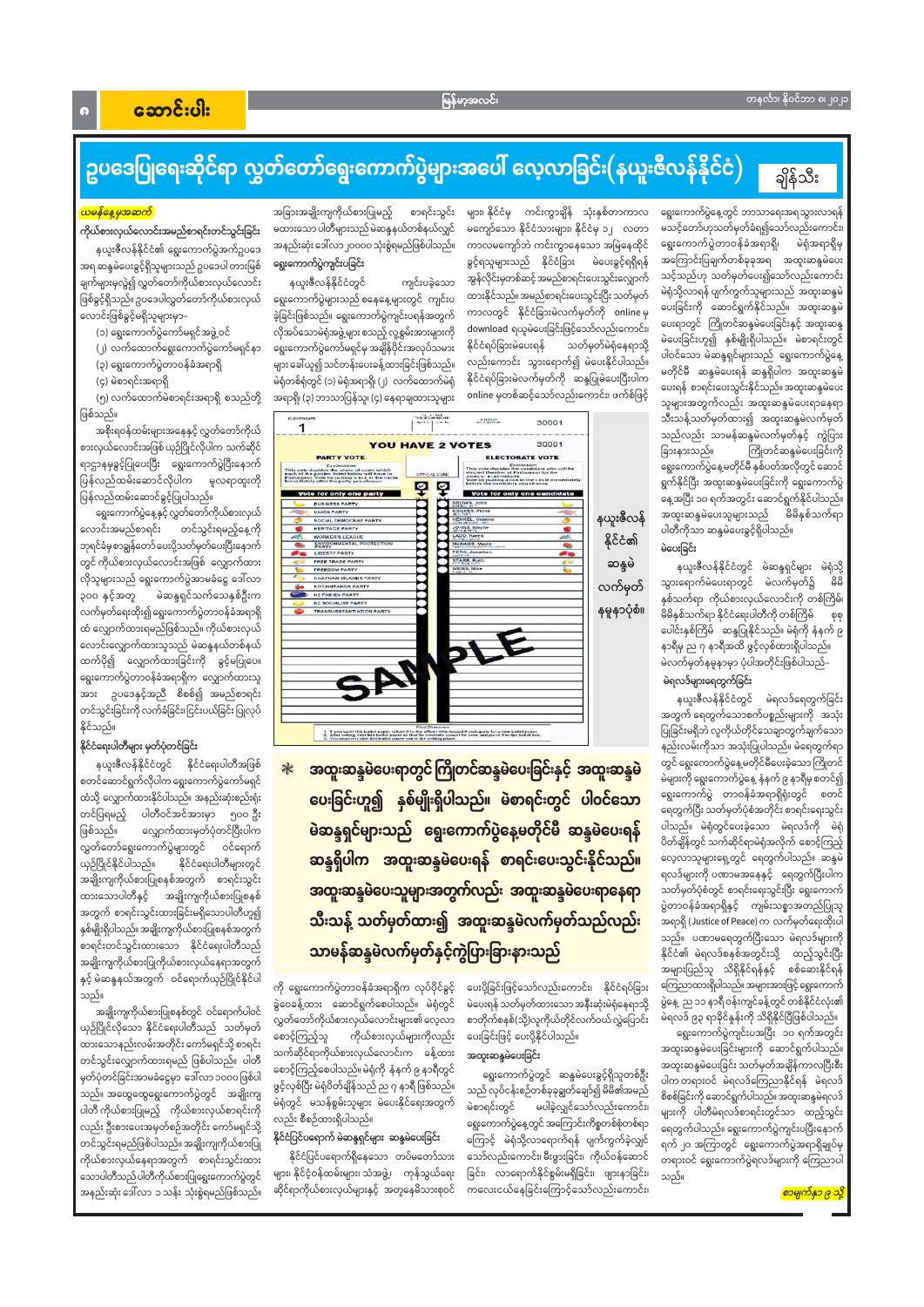# ဥပဒေပြုရေးဆိုင်ရာ လွှတ်တော်ရွေးကောက်ပွဲများအပေါ် လေ့လာခြင်း(နယူးဇီလန်နိုင်ငံ)

ချိန်သီး

*ယမန်နေ့မှအဆက်*

**ကိုယ်စားလှယ်လောင်းအမည်စာရင်းတင်သွင်းခြင်း**

နယူးဇီလန်နိုင်ငံ၏ ရွေးကောက်ပွဲအက်ဥပဒေအရ ဆန္ဒမဲပေးခွင့်ရှိသူများသည် ဥပဒေပါ တားမြစ်ချက်များမှလွဲ၍ လွှတ်တော်ကိုယ်စားလှယ်လောင်းဖြစ်ခွင့်ရှိသည်။ ဥပဒေပါလွှတ်တော်ကိုယ်စားလှယ်လောင်းဖြစ်ခွင့်မရှိသူများမှာ-

(၁) ရွေးကောက်ပွဲကော်မရှင်အဖွဲ့ဝင်

(၂) လက်ထောက်ရွေးကောက်ပွဲကော်မရှင်နာ

(၃) ရွေးကောက်ပွဲတာဝန်ခံအရာရှိ

(၄) မဲစာရင်းအရာရှိ

(၅) လက်ထောက်မဲစာရင်းအရာရှိ စသည်တို့ဖြစ်သည်။

အစိုးရဝန်ထမ်းများအနေနှင့် လွှတ်တော်ကိုယ်စားလှယ်လောင်းအဖြစ် ယှဉ်ပြိုင်လိုပါက သက်ဆိုင်ရာဌာနမှခွင့်ပြုပေးပြီး ရွေးကောက်ပွဲပြီးနောက် ပြန်လည်ထမ်းဆောင်လိုပါက မူလရာထူးကို ပြန်လည်ထမ်းဆောင်ခွင့်ပြုပါသည်။

ရွေးကောက်ပွဲနေ့နှင့် လွှတ်တော်ကိုယ်စားလှယ်လောင်းအမည်စာရင်း တင်သွင်းရမည့်နေ့ကို ဘုရင်ခံမှ စာချွန်တော်ပေးပို့သတ်မှတ်ပေးပြီးနောက်တွင် ကိုယ်စားလှယ်လောင်းအဖြစ် လျှောက်ထားလိုသူများသည် ရွေးကောက်ပွဲအမာခံငွေ ဒေါ်လာ ၃၀၀ နှင့်အတူ မဲဆန္ဒရှင်သက်သေနှစ်ဦးက လက်မှတ်ရေးထိုး၍ ရွေးကောက်ပွဲတာဝန်ခံအရာရှိထံ လျှောက်ထားရမည်ဖြစ်သည်။ ကိုယ်စားလှယ်လောင်းလျှောက်ထားသူသည် မဲဆန္ဒနယ်တစ်နယ်ထက်ပို၍ လျှောက်ထားခြင်းကို ခွင့်မပြုပေ။ ရွေးကောက်ပွဲတာဝန်ခံအရာရှိက လျှောက်ထားသူအား ဥပဒေနှင့်အညီ စိစစ်၍ အမည်စာရင်းတင်သွင်းခြင်းကို လက်ခံခြင်း၊ ငြင်းပယ်ခြင်းပြုလုပ်နိုင်သည်။

**နိုင်ငံရေးပါတီများ မှတ်ပုံတင်ခြင်း**

နယူးဇီလန်နိုင်ငံတွင် နိုင်ငံရေးပါတီအဖြစ် စတင်ဆောင်ရွက်လိုပါက ရွေးကောက်ပွဲကော်မရှင်ထံသို့ လျှောက်ထားနိုင်ပါသည်။ အနည်းဆုံးရန်းတင်ပြရမည့် ပါတီဝင်အင်အားမှာ ၅၀၀ ဦးဖြစ်သည်။ လျှောက်ထားမှတ်ပုံတင်ပြီးပါက လွှတ်တော်ရွေးကောက်ပွဲများတွင် ဝင်ရောက်ယှဉ်ပြိုင်ခွင့်ရှိပါသည်။ နိုင်ငံရေးပါတီများတွင် အချိုးကျကိုယ်စားပြုစနစ်အတွက် စာရင်းတင်ထားသောပါတီနှင့် အချိုးကျကိုယ်စားပြုစနစ်အတွက် စာရင်းသွင်းထားခြင်းမရှိသောပါတီဟူ၍ နှစ်မျိုးရှိပါသည်။ အချိုးကျကိုယ်စားပြုစနစ်အတွက် စာရင်းတင်သွင်းထားသော နိုင်ငံရေးပါတီသည် အချိုးကျကိုယ်စားပြုကိုယ်စားလှယ်နေရာအတွက်နှင့် မဲဆန္ဒနယ်အတွက် ဝင်ရောက်ယှဉ်ပြိုင်နိုင်ပါသည်။

အချိုးကျကိုယ်စားပြုစနစ်တွင် ဝင်ရောက်ပါဝင်ယှဉ်ပြိုင်လိုသော နိုင်ငံရေးပါတီသည် သတ်မှတ်ထားသောနည်းလမ်းအတိုင်း ကော်မရှင်သို့ စာရင်းတင်သွင်းလျှောက်ထားရမည် ဖြစ်ပါသည်။ ပါတီမှတ်ပုံတင်ခြင်းအခမဲ့ငွေ ဒေါ်လာ ၁၀၀၀ ဖြစ်ပါသည်။ အထွေထွေရွေးကောက်ပွဲတွင် အချိုးကျပါတီ ကိုယ်စားပြုမည့် ကိုယ်စားလှယ်စာရင်းကိုလည်း ဦးစားပေးအမှတ်စဉ်အတိုင်း ကော်မရှင်သို့ တင်သွင်းရမည်ဖြစ်ပါသည်။ အချိုးကျကိုယ်စားပြုကိုယ်စားလှယ်နေရာအတွက် စာရင်းသွင်းထားသောပါတီသည် ပါတီကိုယ်စားပြုရွေးကောက်ပွဲတွင် အနည်းဆုံး ဒေါ်လာ ၁ သန်း သုံးစွဲရမည်ဖြစ်သည်။ အခြားအချိုးကျကိုယ်စားပြုမည့် စာရင်းသွင်းမထားသောပါတီများသည် မဲဆန္ဒနယ်တစ်နယ်လျှင် အနည်းဆုံး ဒေါ်လာ ၂၀၀၀၀ သုံးစွဲရမည်ဖြစ်သည်။

**ရွေးကောက်ပွဲကျင်းပခြင်း**

နယူးဇီလန်နိုင်ငံတွင် ကျင်းပခဲ့သော ရွေးကောက်ပွဲများသည် စနေနေ့များတွင် ကျင်းပခဲ့ခြင်းဖြစ်သည်။ ရွေးကောက်ပွဲကျင်းပရန်အတွက် လိုအပ်သောမဲရုံအဖွဲ့များ စသည့် လူ့စွမ်းအားများကို ရွေးကောက်ပွဲကော်မရှင်မှ အချိန်ပိုင်းအလုပ်သမားများ ခေါ်ယူ၍ သင်တန်းပေးခန့်ထားခြင်းဖြစ်သည်။ မဲရုံတစ်ရုံတွင် (၁) မဲရုံအရာရှိ (၂) လက်ထောက်မဲရုံအရာရှိ (၃) ဘာသာပြန်သူ (၄) နေရာချထားသူများ၊ များ၊ နိုင်ငံမှ ကင်းကွာချိန် သုံးနှစ်တာကာလမကျော်သေး နိုင်ငံသားများ၊ နိုင်ငံမှ ၁၂ လတာကာလမကျော်ဘဲ ကင်းကွာနေသော အမြဲနေထိုင်ခွင့်ရသူများသည် နိုင်ငံခြား မဲပေးခွင့်ရရှိရန်အွန်လိုင်းမှတစ်ဆင့် အမည်စာရင်းပေးသွင်းလျှောက်ထားနိုင်သည်။ အမည်စာရင်းပေးသွင်းပြီး သတ်မှတ်ကာလတွင် နိုင်ငံခြားမဲလက်မှတ်ကို online မှ download ရယူမဲပေးခြင်းဖြင့်သော်လည်းကောင်း၊ နိုင်ငံရပ်ခြားမဲပေးရန် သတ်မှတ်မဲရုံနေရာသို့ လည်းကောင်း သွားရောက်၍ မဲပေးနိုင်ပါသည်။ နိုင်ငံရပ်ခြားမဲလက်မှတ်ကို ဆန္ဒပြုမဲပေးပြီးပါက online မှတစ်ဆင့်သော်လည်းကောင်း၊ ဖက်စ်ဖြင့်

နယူးဇီလန်နိုင်ငံ၏ ဆန္ဒမဲလက်မှတ်နမူနာပုံစံ။

| PARTY VOTE | ELECTORATE VOTE |
|---|---|
| BUSINESS PARTY | BROWN, John |
| UNION PARTY | EGGERS, Fiona |
| SOCIAL DEMOCRAT PARTY | HENKEL, Graeme |
| HERITAGE PARTY | JOHNS, Wayne |
| WORKERS LEAGUE | LADD, Karen |
| ENVIRONMENTAL PROTECTION PARTY | McINNES, Mavis |
| LIBERTY PARTY | PEREZ, Jonathan |
| FREE TRADE PARTY | STARR, Ruth |
| FREEDOM PARTY | WEISS, Mike |
| CHATHAM ISLANDS PARTY | |
| KOTAHITANGA PARTY | |
| NZ FABIEN PARTY | |
| NZ SOCIALIST PARTY | |
| TRANSSUSTAINTATION PARTY | |

YOU HAVE 2 VOTES — SAMPLE

**✻ အထူးဆန္ဒမဲပေးရာတွင် ကြိုတင်ဆန္ဒမဲပေးခြင်းနှင့် အထူးဆန္ဒမဲပေးခြင်းဟူ၍ နှစ်မျိုးရှိပါသည်။ မဲစာရင်းတွင် ပါဝင်သော မဲဆန္ဒရှင်များသည် ရွေးကောက်ပွဲနေ့မတိုင်မီ ဆန္ဒမဲပေးရန်ဆန္ဒရှိပါက အထူးဆန္ဒမဲပေးရန် စာရင်းပေးသွင်းနိုင်သည်။ အထူးဆန္ဒမဲပေးသူများအတွက်လည်း အထူးဆန္ဒမဲပေးရာနေရာသီးသန့် သတ်မှတ်ထား၍ အထူးဆန္ဒမဲလက်မှတ်သည်လည်း သာမန်ဆန္ဒမဲလက်မှတ်နှင့်ကွဲပြားခြားနားသည်**

ကို ရွေးကောက်ပွဲတာဝန်ခံအရာရှိက လုပ်ပိုင်ခွင့်ခွဲဝေခန့်ထားပြီး ဆောင်ရွက်စေပါသည်။ မဲရုံတွင် လွှတ်တော်ကိုယ်စားလှယ်လောင်းများ၏ လေ့လာစောင့်ကြည့်သူ ကိုယ်စားလှယ်များကိုလည်း သက်ဆိုင်ရာကိုယ်စားလှယ်လောင်းက ခန့်ထားစောင့်ကြည့်စေပါသည်။ မဲရုံကို နံနက် ၉ နာရီတွင် ဖွင့်လှစ်ပြီး မဲရုံပိတ်ချိန်သည် ည ၇ နာရီ ဖြစ်သည်။ မဲရုံတွင် မသန်စွမ်းသူများ မဲပေးနိုင်ရေးအတွက်လည်း စီစဉ်ထားရှိပါသည်။

**နိုင်ငံပြင်ပရောက် မဲဆန္ဒရှင်များ ဆန္ဒမဲပေးခြင်း**

နိုင်ငံပြင်ပရောက်ရှိနေသော တပ်မတော်သားများ၊ နိုင်ငံ့ဝန်ထမ်းများ၊ သံအဖွဲ့၊ ကုန်သွယ်ရေးဆိုင်ရာကိုယ်စားလှယ်များနှင့် အတူနေမိသားစုဝင် ပေးပို့ခြင်းဖြင့်သော်လည်းကောင်း၊ နိုင်ငံရပ်ခြားမဲပေးရန် သတ်မှတ်ထားသော အနီးဆုံးမဲရုံနေရာသို့ စာတိုက်နေ့စဉ်(သို့)လူကိုယ်တိုင်လက်ဝယ် လွှဲပြောင်းပေးခြင်းဖြင့် ပေးပို့နိုင်ပါသည်။

**အထူးဆန္ဒမဲပေးခြင်း**

ရွေးကောက်ပွဲတွင် ဆန္ဒမဲပေးခွင့်ရှိသူတစ်ဦးသည် လုပ်ငန်းခွင်တစ်ခုခုချွတ်ချော်၍ မိမိ၏အမည် မဲစာရင်းတွင် မပါခဲ့လျှင်သော်လည်းကောင်း၊ ရွေးကောက်ပွဲနေ့တွင် အကြောင်းကိစ္စတစ်ခုခုကြောင့် မဲရုံသို့လာရောက်ရန် ဖျက်ကွက်ခဲ့လျှင်သော်လည်းကောင်း၊ မီးဖွားခြင်း၊ ကိုယ်ဝန်ဆောင်ခြင်း၊ လာရောက်နိုင်စွမ်းမရှိခြင်း၊ ဖျားနာခြင်း၊ ကလေးငယ်နေခြင်းကြောင့်သော်လည်းကောင်း၊ ရွေးကောက်ပွဲနေ့တွင် ဘာသာရေးအရ သွားရောက်ရန် မသင့်တော်ဟုသတ်မှတ်ခံရ၍သော်လည်းကောင်း၊ ရွေးကောက်ပွဲတာဝန်ခံအရာရှိ၊ မဲရုံအရာရှိမှ အကြောင်းပြချက်တစ်ခုခုအရ အထူးဆန္ဒမဲပေးသင့်သည်ဟု သတ်မှတ်ခံရ၍သော်လည်းကောင်း မဲရုံသို့လာရန် ပျက်ကွက်သူများသည် အထူးဆန္ဒမဲပေးခြင်းကို ဆောင်ရွက်နိုင်သည်။ အထူးဆန္ဒမဲပေးရာတွင် ကြိုတင်ဆန္ဒမဲပေးခြင်းနှင့် အထူးဆန္ဒမဲပေးခြင်းဟူ၍ နှစ်မျိုးရှိပါသည်။ မဲစာရင်းတွင် ပါဝင်သော မဲဆန္ဒရှင်များသည် ရွေးကောက်ပွဲနေ့မတိုင်မီ ဆန္ဒမဲပေးရန် ဆန္ဒရှိပါက အထူးဆန္ဒမဲပေးရန် စာရင်းပေးသွင်းနိုင်သည်။ အထူးဆန္ဒမဲပေးသူများအတွက်လည်း အထူးဆန္ဒမဲပေးရာနေရာ သီးသန့်သတ်မှတ်ထား၍ အထူးဆန္ဒမဲလက်မှတ်သည်လည်း သာမန်ဆန္ဒမဲလက်မှတ်နှင့် ကွဲပြားခြားနားသည်။ ကြိုတင်ဆန္ဒမဲပေးခြင်းကို ရွေးကောက်ပွဲနေ့မတိုင်မီ နှစ်ပတ်အလိုတွင် ဆောင်ရွက်နိုင်ပြီး အထူးဆန္ဒမဲပေးခြင်းကို ရွေးကောက်ပွဲနေ့အပြီး ၁၀ ရက်အတွင်း ဆောင်ရွက်နိုင်ပါသည်။ အထူးဆန္ဒမဲပေးသူများသည် မိမိနှစ်သက်ရာပါတီကိုသာ ဆန္ဒမဲပေးခွင့်ရှိပါသည်။

**မဲပေးခြင်း**

နယူးဇီလန်နိုင်ငံတွင် မဲဆန္ဒရှင်များ မဲရုံသို့သွားရောက်မဲပေးရာတွင် မဲလက်မှတ်၌ မိမိနှစ်သက်ရာ ကိုယ်စားလှယ်လောင်း တစ်ကြိမ်၊ မိမိနှစ်သက်ရာ နိုင်ငံရေးပါတီကို တစ်ကြိမ် စုစုပေါင်းနှစ်ကြိမ် ဆန္ဒပြုနိုင်သည်။ မဲရုံကို နံနက် ၉ နာရီမှ ည ၇ နာရီအထိ ဖွင့်လှစ်ထားရှိပါသည်။ မဲလက်မှတ်နမူနာမှာ ပုံပါအတိုင်းဖြစ်ပါသည်-

**မဲလက်မှတ်များရေတွက်ခြင်း**

နယူးဇီလန်နိုင်ငံတွင် မဲရေတွက်ခြင်းအတွက် ရေတွက်သောစက်ပစ္စည်းများကို အသုံးပြုခြင်းမရှိဘဲ လူကိုယ်တိုင်သာရေတွက်ချက်သောနည်းလမ်းကိုသာ အသုံးပြုပါသည်။ မဲရေတွက်ရာတွင် ရွေးကောက်ပွဲနေ့မတိုင်မီပေးခဲ့သော ကြိုတင်မဲများကို ရွေးကောက်ပွဲနေ့ နံနက် ၉ နာရီမှ စတင်၍ ရွေးကောက်ပွဲ တာဝန်ခံအရာရှိရုံးတွင် စတင်ရေတွက်ပြီး သတ်မှတ်ပုံစံအတိုင်း စာရင်းပြုစုထားပါသည်။ မဲရုံတွင်ပေးခဲ့သော မဲလက်မှတ်များကို မဲရုံပိတ်ချိန်တွင် သက်ဆိုင်ရာမဲရုံအလိုက် စောင့်ကြည့်လေ့လာသူများရှေ့တွင် ရေတွက်ပါသည်။ ဆန္ဒမဲရလဒ်များကို ပဏာမအနေနှင့် ရေတွက်ပြီးပါက သတ်မှတ်ပုံစံတွင် စာရင်းရေးသွင်းပြီး ရွေးကောက်ပွဲတာဝန်ခံအရာရှိနှင့် ကျမ်းသစ္စာအတည်ပြုသူအရာရှိ (Justice of Peace) က လက်မှတ်ရေးထိုးပါသည်။ ပဏာမရေတွက်ပြီးသော မဲရလဒ်များကို နိုင်ငံ၏ မဲရလဒ်စနစ်အတွင်းသို့ ထည့်သွင်းပြီး အများပြည်သူ သိရှိနိုင်ရန်နှင့် စစ်ဆေးနိုင်ရန် ကြေညာထားရှိပါသည်။ အများအားဖြင့် ရွေးကောက်ပွဲနေ့ ည ၁၁ နာရီ ဝန်းကျင်ခန့်တွင် တစ်နိုင်ငံလုံး၏ မဲရလဒ် ၉၃ ရာခိုင်နှုန်းကို သိရှိနိုင်ပြီဖြစ်ပါသည်။

ရွေးကောက်ပွဲကျင်းပအပြီး ၁၀ ရက်အတွင်း အထူးဆန္ဒမဲပေးခြင်းများကို ဆောင်ရွက်ပါသည်။ အထူးဆန္ဒမဲပေးခြင်း သတ်မှတ်ချိန်ကာလပြီးစီးပါက တရားဝင် မဲရလဒ်ကြေညာနိုင်ရန် မဲရလဒ်စိစစ်ခြင်းကို ဆောင်ရွက်ပါသည်။ အထူးဆန္ဒမဲရလဒ်များကို ပါတီမဲရလဒ်စာရင်းတွင်သာ ထည့်သွင်းရေတွက်ပါသည်။ ရွေးကောက်ပွဲကျင်းပပြီးနောက် ရက် ၂၀ အကြာတွင် ရွေးကောက်ပွဲအရာရှိချုပ်မှ တရားဝင် ရွေးကောက်ပွဲရလဒ်များကို ကြေညာပါသည်။

*စာမျက်နှာ ၉ သို့*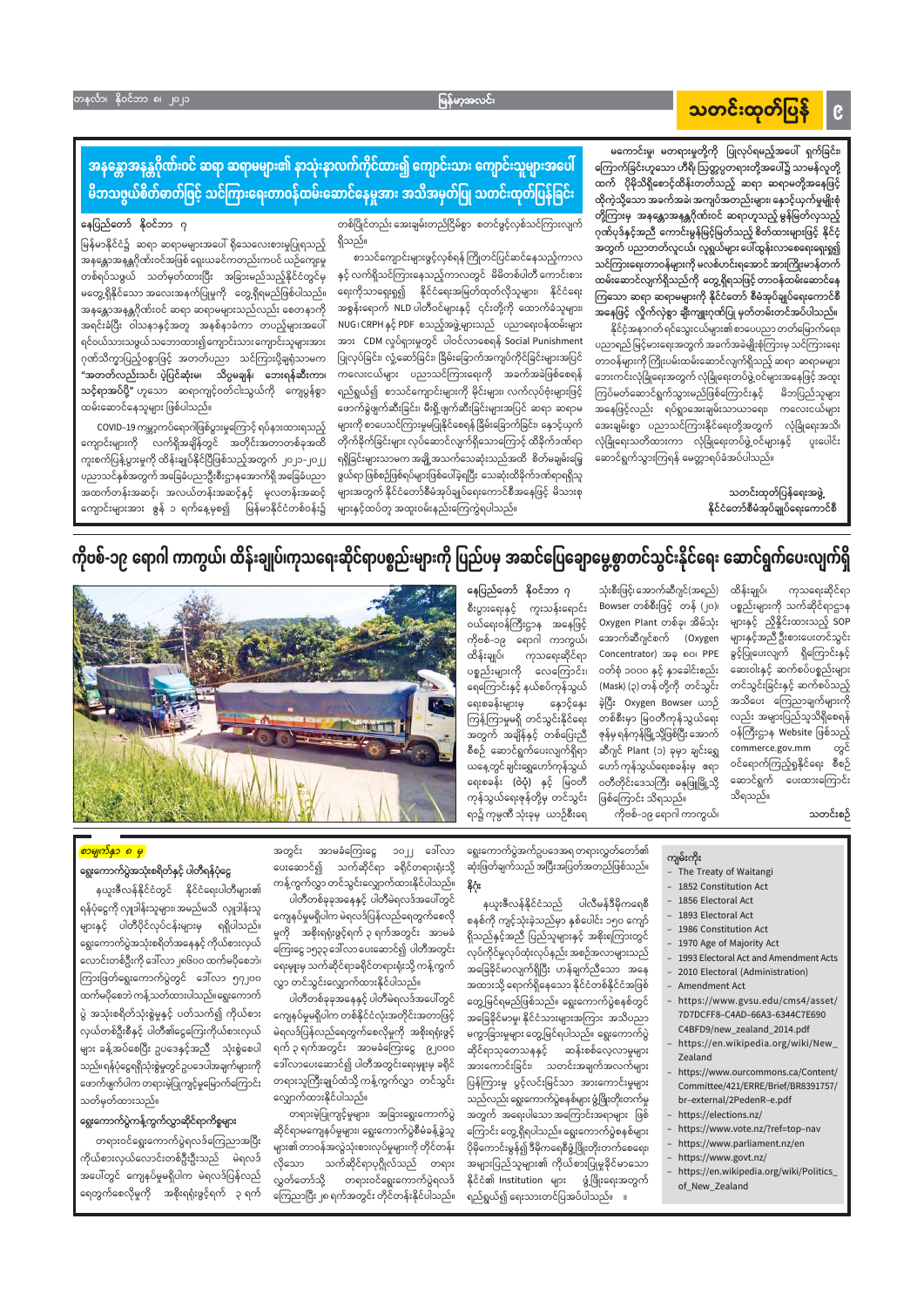# အနုပညာအနုမြူတက်ဝင် ဆရာ ဆရာမများ၏ နှာသုံးနာလက်ကိုင်ထား၍ ကျောင်းသား ကျောင်းသူများအပေါ် မိဘဖွယ်စိတ်ဓာတ်ဖြင့် သင်ကြားရေးတာဝန်ထမ်းဆောင်နေမှုအား အသိအမှတ်ပြု သတင်းထုတ်ပြန်ခြင်း

နေပြည်တော် နိုဝင်ဘာ ၇

မြန်မာနိုင်ငံ၌ ဆရာ ဆရာမများအပေါ် ရှိသလေးစားမှုပြုရသည့် အနုပညာအနုမြူတက်ဝင်အဖြစ် ရှေးယခင်ကတည်းကပင် ယဉ်ကျေးမှု တစ်ရပ်သဖွယ် သတ်မှတ်ထားပြီး အခြားမည်သည့်နိုင်ငံတွင်မှ မတွေ့ရှိနိုင်သော အလေးအနက်ပြုမှုကို တွေ့ရှိရမည်ဖြစ်ပါသည်။ အနုပညာအနုမြူတက်ဝင် ဆရာ ဆရာမများသည်လည်း စောစောကို အရင်းခံပြီး ဝါသနာနှင့်အတူ အနစ်နာခံကာ တပည့်များအပေါ် ရင်ဝယ်သားသဖွယ် သဘောထား၍ ကျောင်းသား ကျောင်းသူများအား ဂုဏ်သိက္ခာပြည့်ဝစွာဖြင့် အတတ်ပညာ သင်ကြားပို့ချရုံသာမက **"အတတ်လည်းသင်၊ ဖဲ့ပြင်ဆုံးမ၊ သိပ္ပမချွန်၊ ဘေးရန်ဆီးကာ၊ သင့်ရာအပ်ပို့"** ဟူသော ဆရာကျင့်ဝတ်ငါးသွယ်ကို ကျေပွန်စွာ ထမ်းဆောင်နေသူများ ဖြစ်ပါသည်။

COVID-19 ကမ္ဘာ့ကပ်ရောဂါဖြစ်ပွားမှုကြောင့် ရပ်နားထားရသည့် ကျောင်းများကို လက်ရှိအချိန်တွင် အတိုင်းအတာတစ်ခုအထိ ကူးစက်ပျံ့နှံ့မှုကို ထိန်းချုပ်နိုင်ပြီဖြစ်သည့်အတွက် ၂၀၂၁-၂၀၂၂ ပညာသင်နှစ်အတွက် အခြေခံပညာဦးစီးဌာနအောက်ရှိ အခြေခံပညာ အထက်တန်းအဆင့်၊ အလယ်တန်းအဆင့်နှင့် မူလတန်းအဆင့် ကျောင်းများအား ဇွန် ၁ ရက်နေ့မှစ၍ မြန်မာနိုင်ငံတစ်ဝန်း၌ တစ်ပြိုင်တည်း အေးချမ်းတည်ငြိမ်စွာ စတင်ဖွင့်လှစ်သင်ကြားလျက် ရှိသည်။

စာသင်ကျောင်းများဖွင့်လှစ်ရန် ကြိုးပမ်းဆောင်ရွက်နေသည့်ကာလ နှင့် လက်ရှိသင်ကြားနေသည့်ကာလတွင် မိမိတစ်ပါတီ ကောင်းစား ရေးကိုသာရှေးရှု၍ နိုင်ငံရေးအမြတ်ထုတ်လိုသူများ၊ နိုင်ငံရေး အခွင့်ရေးကို NLD ပါတီဝင်များနှင့် ၎င်းတို့ကို ထောက်ခံသူများ၊ NUG၊ CRPH နှင့် PDF စသည့်အဖွဲ့များသည် ပညာရေးဝန်ထမ်းများ အား CDM လှုပ်ရှားမှုတွင် ပါဝင်လာစေရန် Social Punishment ပြုလုပ်ခြင်း၊ လှုံ့ဆော်ခြင်း၊ ခြိမ်းခြောက်အကျပ်ကိုင်ခြင်းများအပြင် ကလေးငယ်များ ပညာသင်ကြားရေးကို အဓိကအခဲဖြစ်စေရန် ရည်ရွယ်၍ စာသင်ကျောင်းများကို မီးရှို့ခြင်း၊ လက်လုပ်ဗုံးများဖြင့် ဖောက်ခွဲဖျက်ဆီးခြင်း၊ မီးရှို့ဖျက်ဆီးခြင်းများအပြင် ဆရာ ဆရာမ များကို စာပေးစာကြီးပို့မှုမပြုနိုင်စေရန် ခြိမ်းခြောက်ခြင်း၊ နှောင့်ယှက် တိုက်ခိုက်ခြင်းများ လုပ်ဆောင်လာကြသောကြောင့် ထိခိုက်ဒဏ်ရာ ရရှိခြင်းများသာမက အချို့အသက်သေဆုံးသည်အထိ စိတ်မချမ်းမြေ့ ဖွယ်ရာ ဖြစ်စဉ်ဖြစ်ရပ်များဖြစ်ပေါ်ခဲ့ရပြီး သေဆုံးထိခိုက်ဒဏ်ရာရရှိသူ များအတွက် နိုင်ငံတော်စီမံအုပ်ချုပ်ရေးကောင်စီအနေဖြင့် မိသားစု များနှင့်ထပ်တူ အထူးဝမ်းနည်းကြေကွဲရပါသည်။

မကောင်းမှု၊ မတရားမှုတို့ကို ပြုလုပ်ရမည့်အပေါ် ရက်ခြင်း၊ ကြောက်ခြင်းဟူသော ဟိရီ၊ ဩတ္တပ္ပတရားတို့အပေါ်၌ သာမန်လူတို့ ထက် ပိုမိုသိရှိစောင့်ထိန်းတတ်သည့် ဆရာ ဆရာမတို့အနေဖြင့် ထိုကဲ့သို့သော အကြံအခဲ၊ အကျပ်အတည်းများ၊ နှောင့်ယှက်မှုမျိုးစုံ တို့ကြားမှ အနုပညာအနုမြူတက်ဝင် ဆရာဟူသည့် မှန်မြတ်လှသည့် ဂုဏ်ပုဒ်နှင့်အညီ ကောင်းမှုမြင့်မြတ်သည့် စိတ်ထားများဖြင့် နိုင်ငံ အတွက် ပညာတတ်လူငယ်၊ လူရွယ်များ ပေါ်ထွန်းလာစေရေးရှေးရှု၍ သင်ကြားရေးတာဝန်များကို မလစ်ဟင်းရအောင် အားကြိုးမာန်တက် ထမ်းဆောင်လျက်ရှိသည်ကို တွေ့ရှိရသဖြင့် တာဝန်ထမ်းဆောင်နေ ကြသော ဆရာ ဆရာမများကို နိုင်ငံတော်စီမံအုပ်ချုပ်ရေးကောင်စီ အနေဖြင့် လိုက်လှဲစွာ ချီးကျူးဂုဏ်ပြု မှတ်တမ်းတင်အပ်ပါသည်။

နိုင်ငံ့အနာဂတ် ရင်သွေးငယ်များ၏ စာပေပညာ တတ်မြောက်ရေး၊ ပညာရည် မြင့်မားရေးအတွက် အခက်အခဲမျိုးစုံကြားမှ သင်ကြားရေး တာဝန်များကို ကြိုးပမ်းထမ်းဆောင်လျက်ရှိသည့် ဆရာ ဆရာမများ ဘေးကင်းလုံခြုံရေးအတွက် လုံခြုံရေးတပ်ဖွဲ့ဝင်များအနေဖြင့် အထူး ကြပ်မတ်ဆောင်ရွက်သွားမည်ဖြစ်ကြောင်းနှင့် မိဘပြည်သူများ အနေဖြင့်လည်း ရပ်ရွာအေးချမ်းသာယာရေး၊ ကလေးငယ်များ အေးချမ်းစွာ ပညာသင်ကြားနိုင်ရေးတို့အတွက် လုံခြုံရေးအသိ လုံခြုံရေးသတိထားကာ လုံခြုံရေးတပ်ဖွဲ့ဝင်များနှင့် ပူးပေါင်း ဆောင်ရွက်သွားကြရန် မေတ္တာရပ်ခံအပ်ပါသည်။

**သတင်းထုတ်ပြန်ရေးအဖွဲ့**
**နိုင်ငံတော်စီမံအုပ်ချုပ်ရေးကောင်စီ**

# ကိုဗစ်-၁၉ ရောဂါ ကာကွယ်၊ ထိန်းချုပ်၊ကုသရေးဆိုင်ရာပစ္စည်းများကို ပြည်ပမှ အဆင်ပြေချောမွေ့စွာတင်သွင်းနိုင်ရေး ဆောင်ရွက်ပေးလျက်ရှိ

နေပြည်တော် နိုဝင်ဘာ ၇

စီးပွားရေးနှင့် ကူးသန်းရောင်းဝယ်ရေးဝန်ကြီးဌာန အနေဖြင့် ကိုဗစ်-၁၉ ရောဂါ ကာကွယ်၊ ထိန်းချုပ်၊ ကုသရေးဆိုင်ရာ ပစ္စည်းများကို လေကြောင်း၊ ရေကြောင်းနှင့် နယ်စပ်ကုန်သွယ်ရေးစခန်းများမှ နှောင့်နှေး ကြန့်ကြာမှုမရှိ တင်သွင်းနိုင်ရေး အတွက် အချိန်နှင့် တစ်ပြေးညီ စီစဉ် ဆောင်ရွက်ပေးလျက်ရှိရာ ယနေ့တွင် ချင်းရွှေဟော်ကုန်သွယ် ရေးစခန်း (ဝဲဝဲ) နှင့် မြဝတီ ကုန်သွယ်ရေးစခန်းတို့မှ တင်သွင်း ရာ၌ ကုမ္ပဏီ သုံးခုမှ ယာဉ်စီးရေ သုံးစီးဖြင့် အောက်ဆီဂျင်(အရည်) Bowser တစ်စီးဖြင့် တန် (၂၀)၊ Oxygen Plant တစ်ခု၊ အိမ်သုံး အောက်ဆီဂျင်စက် (Oxygen Concentrator) အခု ၈၀၊ PPE ဝတ်စုံ ၁၀၀၀ နှင့် နှာခေါင်းစည်း (Mask) (၃) တန် တို့ကို တင်သွင်း ခဲ့ပြီး Oxygen Bowser ယာဉ် တစ်စီးမှာ မြဝတီကုန်သွယ်ရေး ဇုန်မှ ရန်ကုန်မြို့သို့ဖြစ်ပြီး အောက် ဆီဂျင် Plant (၁) ခုမှာ ချင်းရွှေ ဟော်ကုန်သွယ်ရေးစခန်းမှ ရော ဝတီတိုင်းဒေသကြီး နေပြည်မြို့သို့ ဖြစ်ကြောင်း သိရသည်။

ကိုဗစ်-၁၉ ရောဂါ ကာကွယ်၊ ထိန်းချုပ်၊ ကုသရေးဆိုင်ရာ ပစ္စည်းများကို သက်ဆိုင်ရာဌာန များနှင့် ညှိနှိုင်းထားသည့် SOP များနှင့်အညီ စီစစ်ပြီးတင်သွင်း ခွင့်ပြုပေးလျက် ရှိကြောင်းနှင့် ဆေးဝါးနှင့် ဆက်စပ်ပစ္စည်းများ တင်သွင်းခြင်းနှင့် ဆက်စပ်သည့် အသိပေး ကြေညာချက်များကို လည်း အများပြည်သူသိရှိစေရန် ဝန်ကြီးဌာန Website ဖြစ်သည့် commerce.gov.mm တွင် ဝင်ရောက်ကြည့်ရှုနိုင်ရေး စီစဉ် ဆောင်ရွက် ပေးထားကြောင်း သိရသည်။

**သတင်းစဉ်**

*စာမျက်နှာ ၈ မှ*

**ရွေးကောက်ပွဲအသုံးစရိတ်နှင့် ပါတီရန်ပုံငွေ**

နယူးဇီလန်နိုင်ငံတွင် နိုင်ငံရေးပါတီများ၏ ရန်ပုံငွေကို လှူဒါန်းသူများ အမည်မသိ လှူဒါန်းသူ များနှင့် ပါတီဝိုင်လုပ်ငန်းများမှ ရရှိပါသည်။ ရွေးကောက်ပွဲအသုံးစရိတ်အနေနှင့် ကိုယ်စားလှယ် လောင်းတစ်ဦးကို ဒေါ်လာ ၂၈၆၀၀ ထက်မပိုစေဘဲ ကြားဖြတ်ရွေးကောက်ပွဲတွင် ဒေါ်လာ ၅၇၂၀၀ ထက်မပိုစေဘဲ ကန့်သတ်ထားပါသည်။ ရွေးကောက်ပွဲ အသုံးစရိတ်သုံးစွဲမှုနှင့် ပတ်သက်၍ ကိုယ်စား လှယ်တစ်ဦးစီနှင့် ပါတီ၏ငွေကြေးကိုယ်စားလှယ် များ ခန့်အပ်ခြင်း ဥပဒေနှင့်အညီ သုံးစွဲစေပါ သည်။ ရန်ပုံငွေရရှိသုံးစွဲမှုတွင် ဥပဒေပါအချက်များကို ဖောက်ဖျက်ပါက တရားမှုပြုကျင့်မှုမြောက်ကြောင်း သတ်မှတ်ထားသည်။

**ရွေးကောက်ပွဲကန့်ကွက်လွှာဆိုင်ရာကိစ္စများ**

တရားဝင်ရွေးကောက်ပွဲရလဒ်ကြေညာအပြီး ကိုယ်စားလှယ်လောင်းတစ်ဦးဦးသည် မဲရလဒ် အပေါ်တွင် ကျေနပ်မှုမရှိပါက မဲရလဒ်ပြန်လည် ရေတွက်စေလိုမှုကို အစိုးရရုံးဖွင့်ရက် ၃ ရက် အတွင်း အာမခံကြေး ၁၀၂၂ ဒေါ်လာ ပေးဆောင်၍ သက်ဆိုင်ရာ ခရိုင်တရားရုံးသို့ ကန့်ကွက်လွှာ တင်သွင်းလျှောက်ထားနိုင်ပါသည်။

ပါတီတစ်ခုအနေနှင့် ပါတီမဲရလဒ်အပေါ်တွင် ကျေနပ်မှုမရှိပါက မဲရလဒ်ပြန်လည်ရေတွက်စေလို မှုကို အစိုးရရုံးဖွင့်ရက် ၃ ရက်အတွင်း အာမခံ ကြေးငွေ ၁၅၃၃ ဒေါ်လာ ပေးဆောင်၍ ပါတီအတွင်း ရေးမှူး သက်ဆိုင်ရာခရိုင်တရားရုံးသို့ ကန့်ကွက် လွှာ တင်သွင်းလျှောက်ထားနိုင်ပါသည်။

ပါတီတစ်ခုအနေနှင့် ပါတီမဲရလဒ်အပေါ်တွင် ကျေနပ်မှုမရှိပါက တစ်နိုင်ငံလုံးအတိုင်းအတာဖြင့် မဲရလဒ်ပြန်လည်ရေတွက်စေလိုမှုကို အစိုးရရုံးဖွင့် ရက် ၃ ရက်အတွင်း အာမခံကြေး ၆၂၀၀၀ ဒေါ်လာပေးဆောင်၍ ပါတီအတွင်းရေးမှူး ခရိုင် တရားသူကြီးချုပ်ထံသို့ ကန့်ကွက်လွှာ တင်သွင်း လျှောက်ထားနိုင်ပါသည်။

တရားမဲ့ပြုကျင့်မှုများ၊ အခြားရွေးကောက်ပွဲ ဆိုင်ရာမကျေနပ်မှုများ၊ ရွေးကောက်ပွဲစီမံခန့်ခွဲသူ များ၏ တာဝန်မဲ့ပါက ပြုလုပ်မှုများကို တိုင်တန်း လိုသော သက်ဆိုင်ရာပုဂ္ဂိုလ်သည် တရား လွှတ်တော်သို့ တရားဝင်ရွေးကောက်ပွဲရလဒ် ကြေညာပြီး ၂၈ ရက်အတွင်း တိုင်တန်းနိုင်ပါသည်။ ရွေးကောက်ပွဲဆိုင်ရာ အငြင်းပွားမှုများ၊ တရားလွှတ်တော်၏ ဆုံးဖြတ်ချက်သည် အပြီးအပြတ်အတည်ဖြစ်သည်။

**နိဂုံး**

နယူးဇီလန်နိုင်ငံသည် ပါလီမန်ဒီမိုကရေစီ စနစ်ကို ကျင့်သုံးခဲ့သည်မှာ နှစ်ပေါင်း ၁၅၀ ကျော် ရှိသည်နှင့်အညီ ပြည်သူများနှင့် အစိုးရကြားတွင် လုပ်ကိုင်မှုလုပ်ထုံးလုပ်နည်း အစဉ်အလာများသည် အခြေခိုင်မာလျက်ရှိပြီး ဟန်ချက်ညီသော အနေ အထားသို့ ရောက်ရှိနေသော နိုင်ငံတစ်နိုင်ငံအဖြစ် တွေ့မြင်ရမည်ဖြစ်သည်။ ရွေးကောက်ပွဲစနစ်တွင် အခြေခိုင်မာမှု၊ နိုင်ငံသားများအကြား အသိပညာ မကွာခြားမှုများ တွေ့မြင်ရပါသည်။ ရွေးကောက်ပွဲ ဆိုင်ရာဥပဒေများနှင့် ဆန်းစစ်လေ့လာမှုများ အားကောင်းခြင်း၊ သတင်းအချက်အလက်များ ပြန်ကြားမှု ပွင့်လင်းမြင်သာ အားကောင်းမှုများ သည်လည်း ရွေးကောက်ပွဲစနစ်များ ဖွံ့ဖြိုးတိုးတက်မှု အတွက် အရေးပါသော အကြောင်းအရာများ ဖြစ် ကြောင်း တွေ့ရှိရပါသည်။ ရွေးကောက်ပွဲစနစ်များ ပိုမိုကောင်းမွန်၍ ဒီမိုကရေစီဖွံ့ဖြိုးတိုးတက်စေရေး အများပြည်သူများ၏ ကိုယ်စားပြုမှုနိုင်မသော နိုင်ငံ၏ Institution များ ဖွံ့ဖြိုးရေးအတွက် ရည်ရွယ်၍ ရေးသားတင်ပြအပ်ပါသည်။ ။

**ကျမ်းကိုး**

- The Treaty of Waitangi
- 1852 Constitution Act
- 1856 Electoral Act
- 1893 Electoral Act
- 1986 Constitution Act
- 1970 Age of Majority Act
- 1993 Electoral Act and Amendment Acts
- 2010 Electoral (Administration) Amendment Act
- https://www.gvsu.edu/cms4/asset/7D7DCFF8-C4AD-66A3-6344C7E690C4BFD9/new_zealand_2014.pdf
- https://en.wikipedia.org/wiki/New_Zealand
- https://www.ourcommons.ca/Content/Committee/421/ERRE/Brief/BR8391757/br-external/2PedenR-e.pdf
- https://elections.nz/
- https://www.vote.nz/?ref=top-nav
- https://www.parliament.nz/en
- https://www.govt.nz/
- https://en.wikipedia.org/wiki/Politics_of_New_Zealand